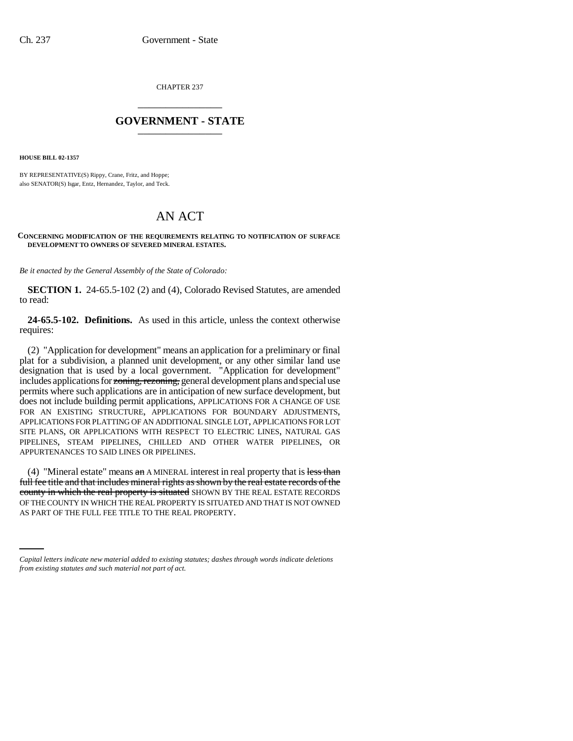CHAPTER 237

# GOVERNMENT - STATE

**HOUSE BILL 02-1357**

BY REPRESENTATIVE(S) Rippy, Crane, Fritz, and Hoppe;
also SENATOR(S) Isgar, Entz, Hernandez, Taylor, and Teck.

## AN ACT

**CONCERNING MODIFICATION OF THE REQUIREMENTS RELATING TO NOTIFICATION OF SURFACE DEVELOPMENT TO OWNERS OF SEVERED MINERAL ESTATES.**

*Be it enacted by the General Assembly of the State of Colorado:*

**SECTION 1.** 24-65.5-102 (2) and (4), Colorado Revised Statutes, are amended to read:

**24-65.5-102. Definitions.** As used in this article, unless the context otherwise requires:

(2) "Application for development" means an application for a preliminary or final plat for a subdivision, a planned unit development, or any other similar land use designation that is used by a local government. "Application for development" includes applications for ~~zoning, rezoning,~~ general development plans and special use permits where such applications are in anticipation of new surface development, but does not include building permit applications, APPLICATIONS FOR A CHANGE OF USE FOR AN EXISTING STRUCTURE, APPLICATIONS FOR BOUNDARY ADJUSTMENTS, APPLICATIONS FOR PLATTING OF AN ADDITIONAL SINGLE LOT, APPLICATIONS FOR LOT SITE PLANS, OR APPLICATIONS WITH RESPECT TO ELECTRIC LINES, NATURAL GAS PIPELINES, STEAM PIPELINES, CHILLED AND OTHER WATER PIPELINES, OR APPURTENANCES TO SAID LINES OR PIPELINES.

(4) "Mineral estate" means ~~an~~ A MINERAL interest in real property that is ~~less than full fee title and that includes mineral rights as shown by the real estate records of the county in which the real property is situated~~ SHOWN BY THE REAL ESTATE RECORDS OF THE COUNTY IN WHICH THE REAL PROPERTY IS SITUATED AND THAT IS NOT OWNED AS PART OF THE FULL FEE TITLE TO THE REAL PROPERTY.

*Capital letters indicate new material added to existing statutes; dashes through words indicate deletions from existing statutes and such material not part of act.*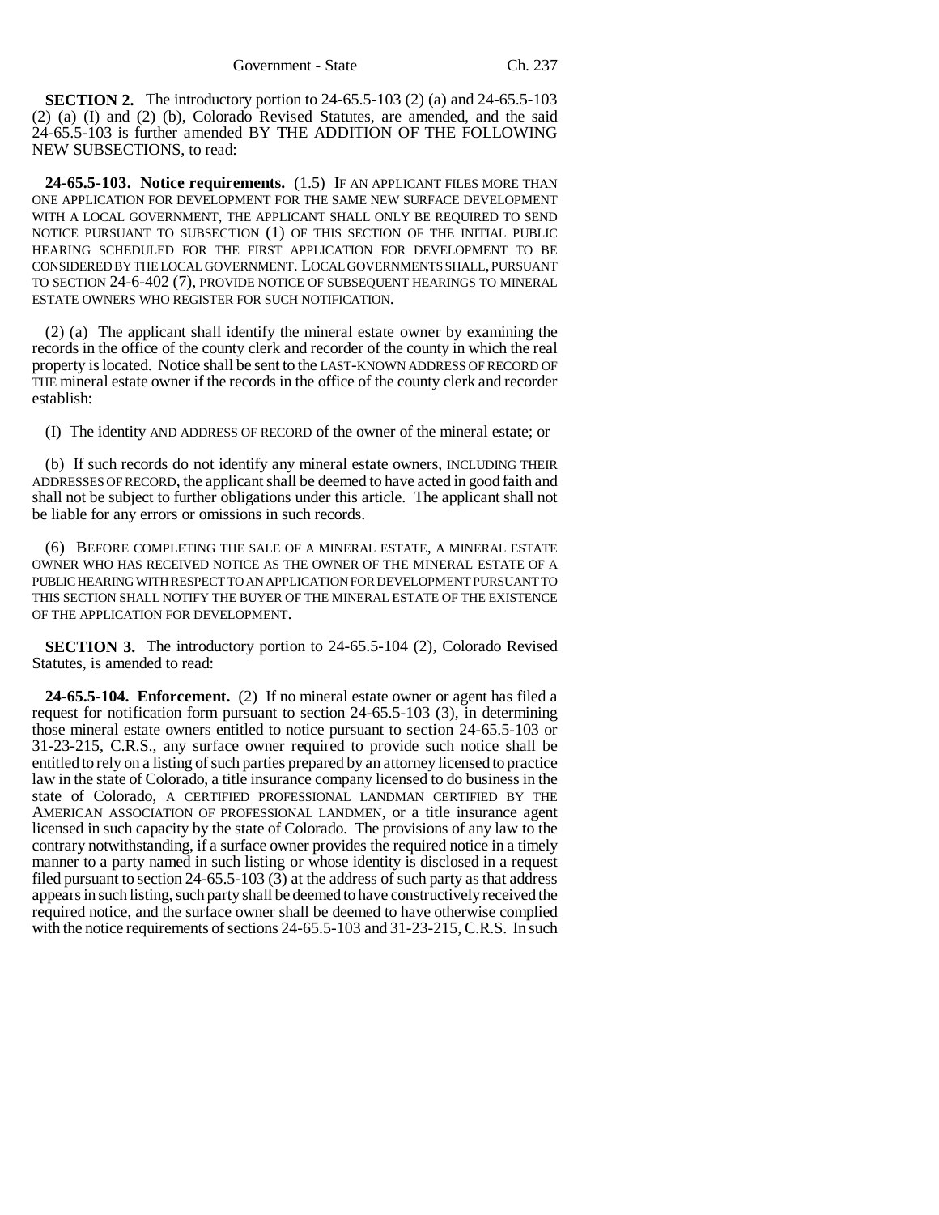**SECTION 2.** The introductory portion to 24-65.5-103 (2) (a) and 24-65.5-103 (2) (a) (I) and (2) (b), Colorado Revised Statutes, are amended, and the said 24-65.5-103 is further amended BY THE ADDITION OF THE FOLLOWING NEW SUBSECTIONS, to read:

**24-65.5-103. Notice requirements.** (1.5) IF AN APPLICANT FILES MORE THAN ONE APPLICATION FOR DEVELOPMENT FOR THE SAME NEW SURFACE DEVELOPMENT WITH A LOCAL GOVERNMENT, THE APPLICANT SHALL ONLY BE REQUIRED TO SEND NOTICE PURSUANT TO SUBSECTION (1) OF THIS SECTION OF THE INITIAL PUBLIC HEARING SCHEDULED FOR THE FIRST APPLICATION FOR DEVELOPMENT TO BE CONSIDERED BY THE LOCAL GOVERNMENT. LOCAL GOVERNMENTS SHALL, PURSUANT TO SECTION 24-6-402 (7), PROVIDE NOTICE OF SUBSEQUENT HEARINGS TO MINERAL ESTATE OWNERS WHO REGISTER FOR SUCH NOTIFICATION.

(2) (a) The applicant shall identify the mineral estate owner by examining the records in the office of the county clerk and recorder of the county in which the real property is located. Notice shall be sent to the LAST-KNOWN ADDRESS OF RECORD OF THE mineral estate owner if the records in the office of the county clerk and recorder establish:

(I) The identity AND ADDRESS OF RECORD of the owner of the mineral estate; or

(b) If such records do not identify any mineral estate owners, INCLUDING THEIR ADDRESSES OF RECORD, the applicant shall be deemed to have acted in good faith and shall not be subject to further obligations under this article. The applicant shall not be liable for any errors or omissions in such records.

(6) BEFORE COMPLETING THE SALE OF A MINERAL ESTATE, A MINERAL ESTATE OWNER WHO HAS RECEIVED NOTICE AS THE OWNER OF THE MINERAL ESTATE OF A PUBLIC HEARING WITH RESPECT TO AN APPLICATION FOR DEVELOPMENT PURSUANT TO THIS SECTION SHALL NOTIFY THE BUYER OF THE MINERAL ESTATE OF THE EXISTENCE OF THE APPLICATION FOR DEVELOPMENT.

**SECTION 3.** The introductory portion to 24-65.5-104 (2), Colorado Revised Statutes, is amended to read:

**24-65.5-104. Enforcement.** (2) If no mineral estate owner or agent has filed a request for notification form pursuant to section 24-65.5-103 (3), in determining those mineral estate owners entitled to notice pursuant to section 24-65.5-103 or 31-23-215, C.R.S., any surface owner required to provide such notice shall be entitled to rely on a listing of such parties prepared by an attorney licensed to practice law in the state of Colorado, a title insurance company licensed to do business in the state of Colorado, A CERTIFIED PROFESSIONAL LANDMAN CERTIFIED BY THE AMERICAN ASSOCIATION OF PROFESSIONAL LANDMEN, or a title insurance agent licensed in such capacity by the state of Colorado. The provisions of any law to the contrary notwithstanding, if a surface owner provides the required notice in a timely manner to a party named in such listing or whose identity is disclosed in a request filed pursuant to section 24-65.5-103 (3) at the address of such party as that address appears in such listing, such party shall be deemed to have constructively received the required notice, and the surface owner shall be deemed to have otherwise complied with the notice requirements of sections 24-65.5-103 and 31-23-215, C.R.S. In such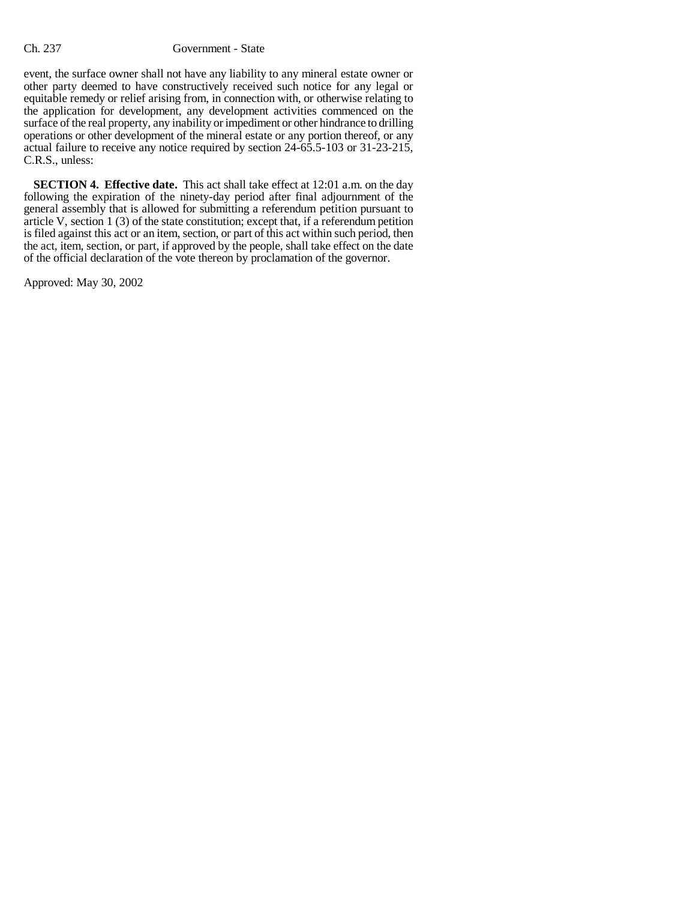event, the surface owner shall not have any liability to any mineral estate owner or other party deemed to have constructively received such notice for any legal or equitable remedy or relief arising from, in connection with, or otherwise relating to the application for development, any development activities commenced on the surface of the real property, any inability or impediment or other hindrance to drilling operations or other development of the mineral estate or any portion thereof, or any actual failure to receive any notice required by section 24-65.5-103 or 31-23-215, C.R.S., unless:

**SECTION 4. Effective date.** This act shall take effect at 12:01 a.m. on the day following the expiration of the ninety-day period after final adjournment of the general assembly that is allowed for submitting a referendum petition pursuant to article V, section 1 (3) of the state constitution; except that, if a referendum petition is filed against this act or an item, section, or part of this act within such period, then the act, item, section, or part, if approved by the people, shall take effect on the date of the official declaration of the vote thereon by proclamation of the governor.

Approved: May 30, 2002